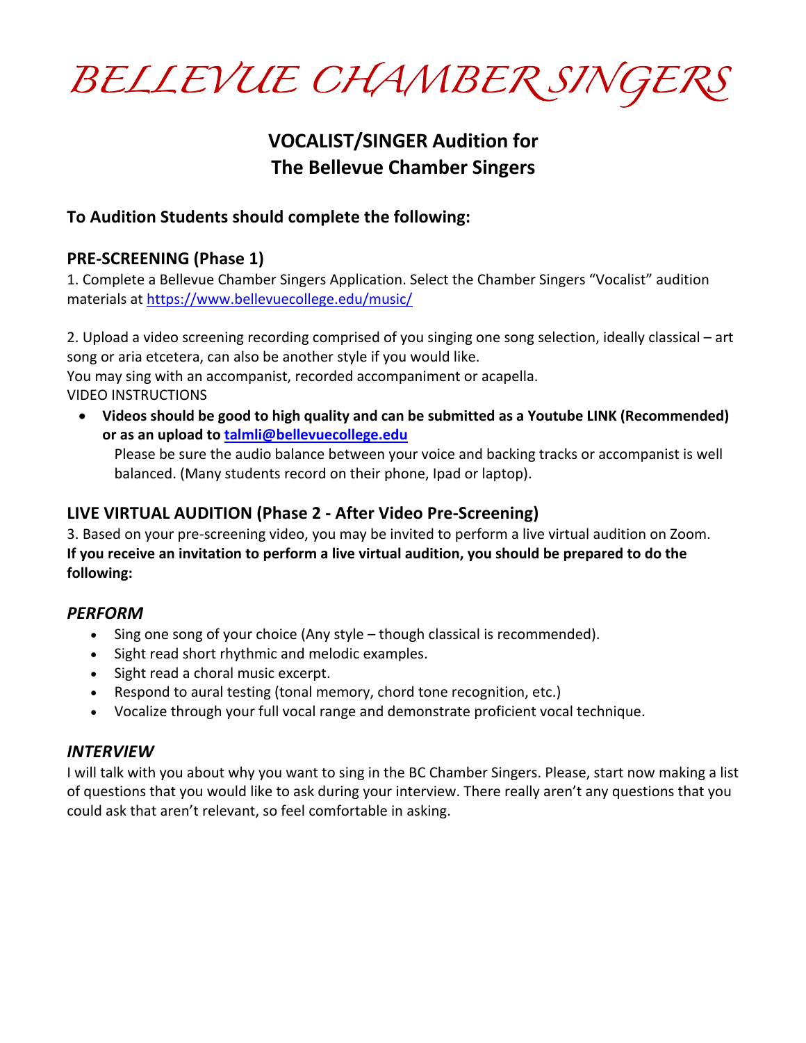# BELLEVUE CHAMBER SINGERS

## VOCALIST/SINGER Audition for The Bellevue Chamber Singers

### To Audition Students should complete the following:

### PRE-SCREENING (Phase 1)

1. Complete a Bellevue Chamber Singers Application. Select the Chamber Singers "Vocalist" audition materials at https://www.bellevuecollege.edu/music/

2. Upload a video screening recording comprised of you singing one song selection, ideally classical – art song or aria etcetera, can also be another style if you would like.
You may sing with an accompanist, recorded accompaniment or acapella.
VIDEO INSTRUCTIONS

- **Videos should be good to high quality and can be submitted as a Youtube LINK (Recommended) or as an upload to talmli@bellevuecollege.edu**
  Please be sure the audio balance between your voice and backing tracks or accompanist is well balanced. (Many students record on their phone, Ipad or laptop).

### LIVE VIRTUAL AUDITION (Phase 2 - After Video Pre-Screening)

3. Based on your pre-screening video, you may be invited to perform a live virtual audition on Zoom.
**If you receive an invitation to perform a live virtual audition, you should be prepared to do the following:**

### *PERFORM*

- Sing one song of your choice (Any style – though classical is recommended).
- Sight read short rhythmic and melodic examples.
- Sight read a choral music excerpt.
- Respond to aural testing (tonal memory, chord tone recognition, etc.)
- Vocalize through your full vocal range and demonstrate proficient vocal technique.

### *INTERVIEW*

I will talk with you about why you want to sing in the BC Chamber Singers. Please, start now making a list of questions that you would like to ask during your interview. There really aren't any questions that you could ask that aren't relevant, so feel comfortable in asking.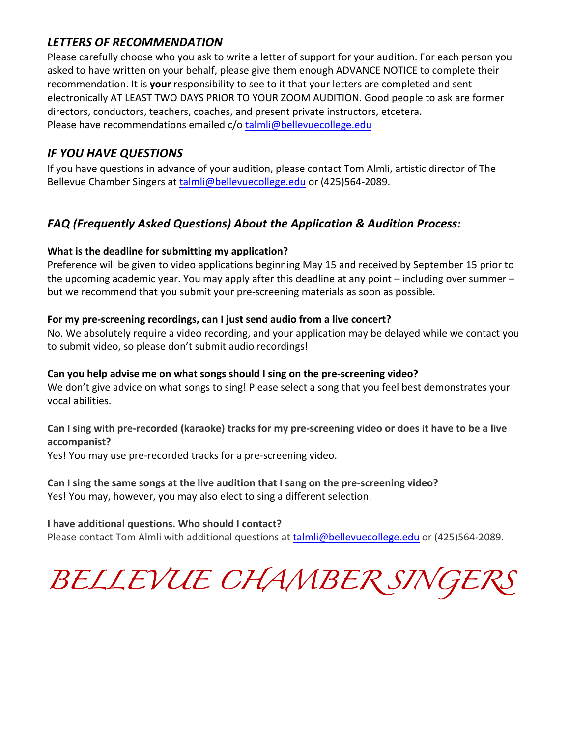## *LETTERS OF RECOMMENDATION*

Please carefully choose who you ask to write a letter of support for your audition. For each person you asked to have written on your behalf, please give them enough ADVANCE NOTICE to complete their recommendation. It is **your** responsibility to see to it that your letters are completed and sent electronically AT LEAST TWO DAYS PRIOR TO YOUR ZOOM AUDITION. Good people to ask are former directors, conductors, teachers, coaches, and present private instructors, etcetera.
Please have recommendations emailed c/o talmli@bellevuecollege.edu

## *IF YOU HAVE QUESTIONS*

If you have questions in advance of your audition, please contact Tom Almli, artistic director of The Bellevue Chamber Singers at talmli@bellevuecollege.edu or (425)564-2089.

## *FAQ (Frequently Asked Questions) About the Application & Audition Process:*

**What is the deadline for submitting my application?**
Preference will be given to video applications beginning May 15 and received by September 15 prior to the upcoming academic year. You may apply after this deadline at any point – including over summer – but we recommend that you submit your pre-screening materials as soon as possible.

**For my pre-screening recordings, can I just send audio from a live concert?**
No. We absolutely require a video recording, and your application may be delayed while we contact you to submit video, so please don't submit audio recordings!

**Can you help advise me on what songs should I sing on the pre-screening video?**
We don't give advice on what songs to sing! Please select a song that you feel best demonstrates your vocal abilities.

**Can I sing with pre-recorded (karaoke) tracks for my pre-screening video or does it have to be a live accompanist?**
Yes! You may use pre-recorded tracks for a pre-screening video.

**Can I sing the same songs at the live audition that I sang on the pre-screening video?**
Yes! You may, however, you may also elect to sing a different selection.

**I have additional questions. Who should I contact?**
Please contact Tom Almli with additional questions at talmli@bellevuecollege.edu or (425)564-2089.

*BELLEVUE CHAMBER SINGERS*